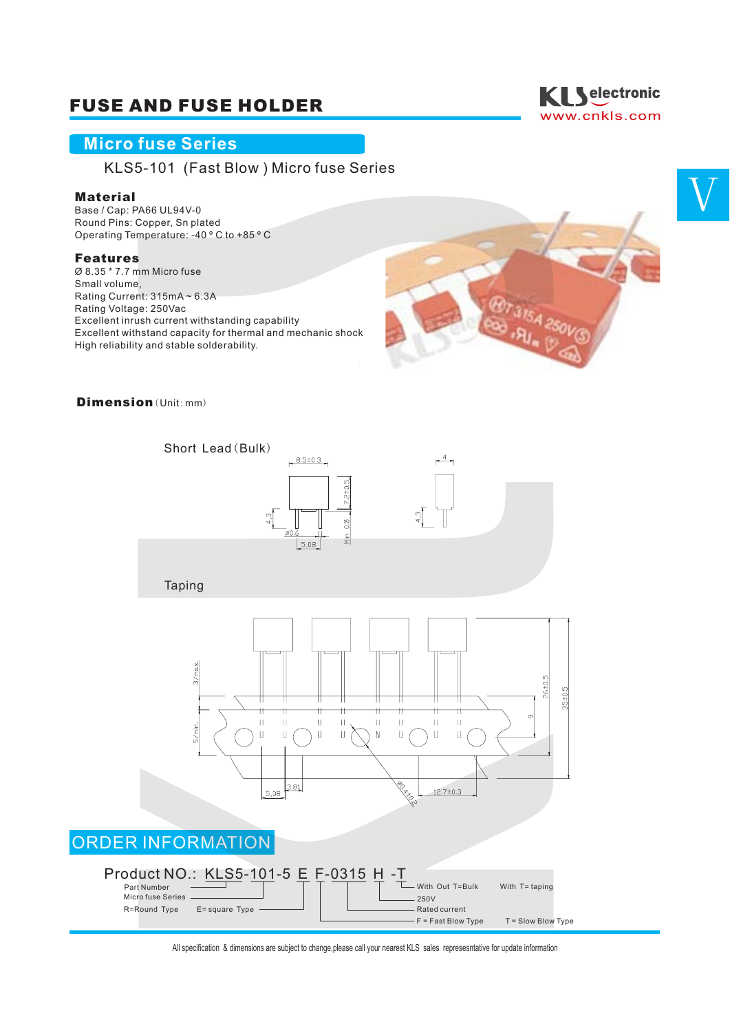# FUSE AND FUSE HOLDER

## Micro fuse Series

KLS5-101 (Fast Blow ) Micro fuse Series

### Material

Base / Cap: PA66 UL94V-0
Round Pins: Copper, Sn plated
Operating Temperature: -40 ° C to +85 ° C

### Features

Ø 8.35 * 7.7 mm Micro fuse
Small volume,
Rating Current: 315mA ~ 6.3A
Rating Voltage: 250Vac
Excellent inrush current withstanding capability
Excellent withstand capacity for thermal and mechanic shock
High reliability and stable solderability.

### Dimension (Unit: mm)

Short Lead (Bulk)

Taping

## ORDER INFORMATION

Product NO.: KLS5-101-5 E F-0315 H -T

- Part Number
- Micro fuse Series
- R=Round Type    E= square Type
- F = Fast Blow Type    T = Slow Blow Type
- Rated current
- 250V
- With Out T=Bulk    With T= taping

All specification & dimensions are subject to change,please call your nearest KLS sales represesntative for update information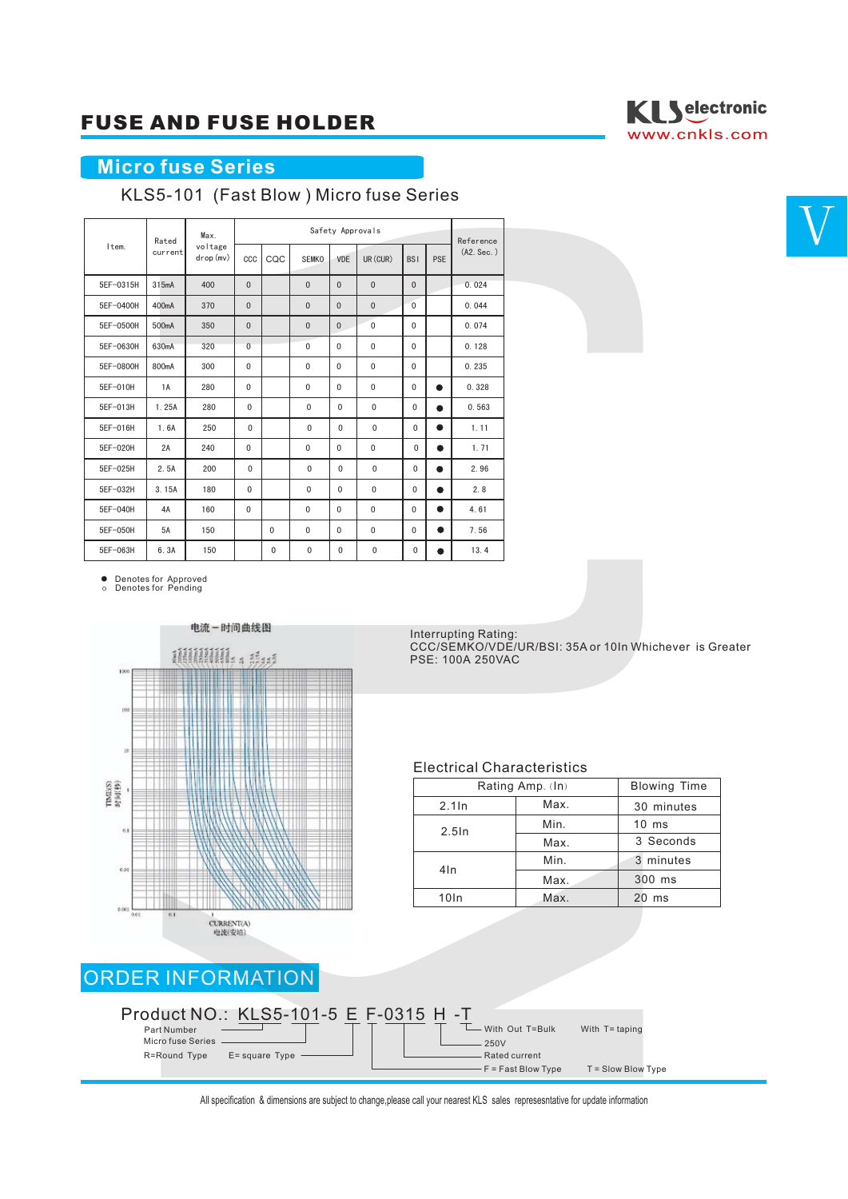# FUSE AND FUSE HOLDER

KLS electronic
www.cnkls.com

V

## Micro fuse Series

### KLS5-101 (Fast Blow ) Micro fuse Series

| Item. | Rated current | Max. voltage drop (mv) | Safety Approvals | | | | | | | Reference (A2. Sec. ) |
|---|---|---|---|---|---|---|---|---|---|---|
| | | | CCC | CQC | SEMKO | VDE | UR (CUR) | BSI | PSE | |
| 5EF-0315H | 315mA | 400 | o | | o | o | o | o | | 0. 024 |
| 5EF-0400H | 400mA | 370 | o | | o | o | o | o | | 0. 044 |
| 5EF-0500H | 500mA | 350 | o | | o | o | o | o | | 0. 074 |
| 5EF-0630H | 630mA | 320 | o | | o | o | o | o | | 0. 128 |
| 5EF-0800H | 800mA | 300 | o | | o | o | o | o | | 0. 235 |
| 5EF-010H | 1A | 280 | o | | o | o | o | o | ● | 0. 328 |
| 5EF-013H | 1. 25A | 280 | o | | o | o | o | o | ● | 0. 563 |
| 5EF-016H | 1. 6A | 250 | o | | o | o | o | o | ● | 1. 11 |
| 5EF-020H | 2A | 240 | o | | o | o | o | o | ● | 1. 71 |
| 5EF-025H | 2. 5A | 200 | o | | o | o | o | o | ● | 2. 96 |
| 5EF-032H | 3. 15A | 180 | o | | o | o | o | o | ● | 2. 8 |
| 5EF-040H | 4A | 160 | o | | o | o | o | o | ● | 4. 61 |
| 5EF-050H | 5A | 150 | | o | o | o | o | o | ● | 7. 56 |
| 5EF-063H | 6. 3A | 150 | | o | o | o | o | o | ● | 13. 4 |

● Denotes for Approved
o Denotes for Pending

电流－时间曲线图

TIME(S)
时间(秒)

1000
100
10
1
0.1
0.01
0.001

0.01
0.1
1

CURRENT(A)
电流(安培)

Interrupting Rating:
CCC/SEMKO/VDE/UR/BSI: 35A or 10In Whichever is Greater
PSE: 100A 250VAC

### Electrical Characteristics

| Rating Amp. (In) | | Blowing Time |
|---|---|---|
| 2.1In | Max. | 30 minutes |
| 2.5In | Min. | 10 ms |
| | Max. | 3 Seconds |
| 4In | Min. | 3 minutes |
| | Max. | 300 ms |
| 10In | Max. | 20 ms |

## ORDER INFORMATION

Product NO.: KLS5-101-5 E F-0315 H -T

- Part Number
- Micro fuse Series
- R=Round Type E= square Type
- With Out T=Bulk With T= taping
- 250V
- Rated current
- F = Fast Blow Type T = Slow Blow Type

All specification & dimensions are subject to change,please call your nearest KLS sales represesntative for update information